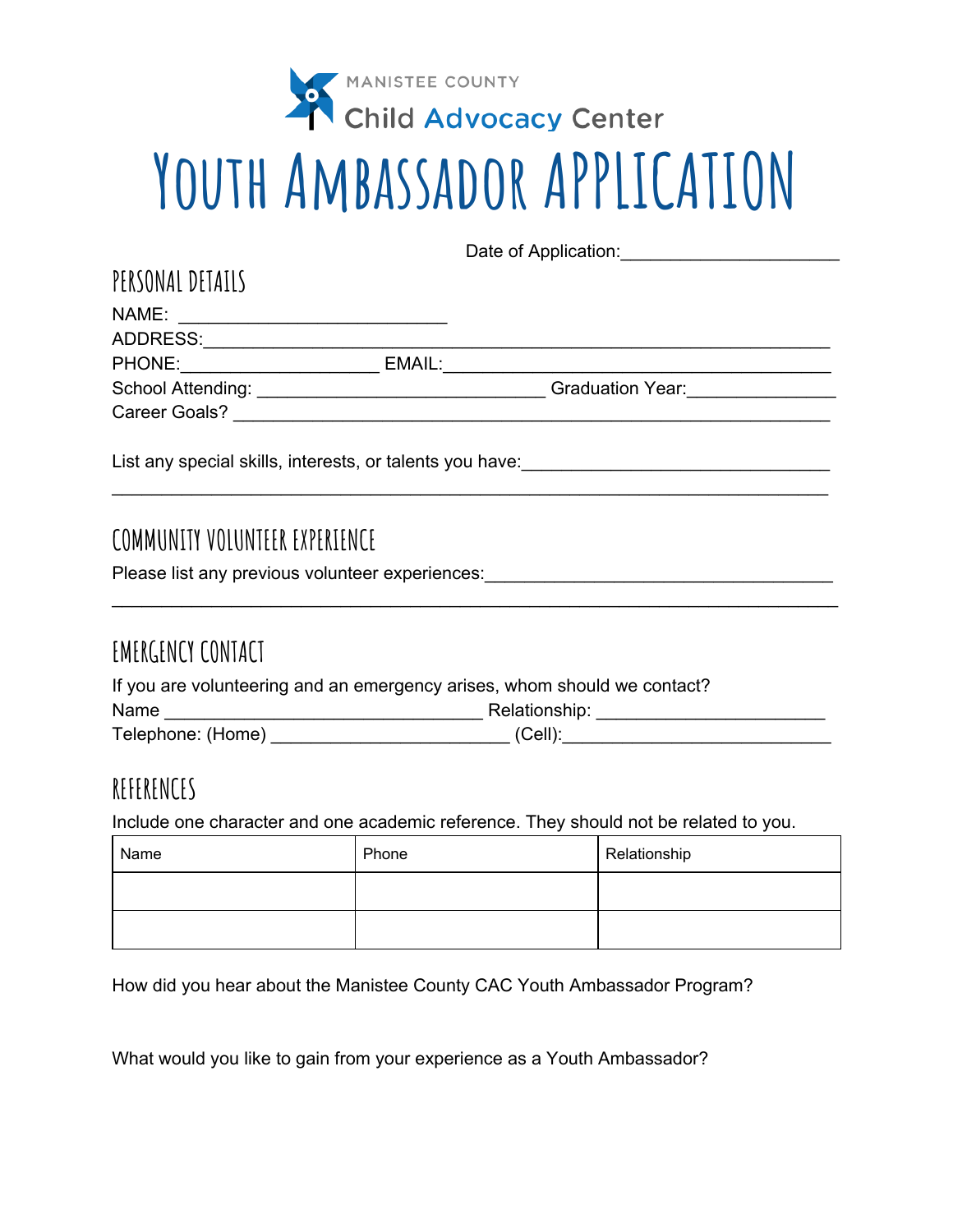MANISTEE COUNTY

Child Advocacy Center

# YOUTH AMBASSADOR APPLICATION

Date of Application:____________________

## PERSONAL DETAILS

NAME: _________________________

ADDRESS:__________________________________________________________

PHONE:__________________ EMAIL:____________________________________

School Attending: ___________________________ Graduation Year:______________

Career Goals? ________________________________________________________

List any special skills, interests, or talents you have:_____________________________

_______________________________________________________________________

## COMMUNITY VOLUNTEER EXPERIENCE

Please list any previous volunteer experiences:_________________________________

_______________________________________________________________________

## EMERGENCY CONTACT

If you are volunteering and an emergency arises, whom should we contact?

Name ______________________________ Relationship: _____________________

Telephone: (Home) ______________________ (Cell):__________________________

## REFERENCES

Include one character and one academic reference. They should not be related to you.

| Name | Phone | Relationship |
|---|---|---|
| | | |
| | | |

How did you hear about the Manistee County CAC Youth Ambassador Program?

What would you like to gain from your experience as a Youth Ambassador?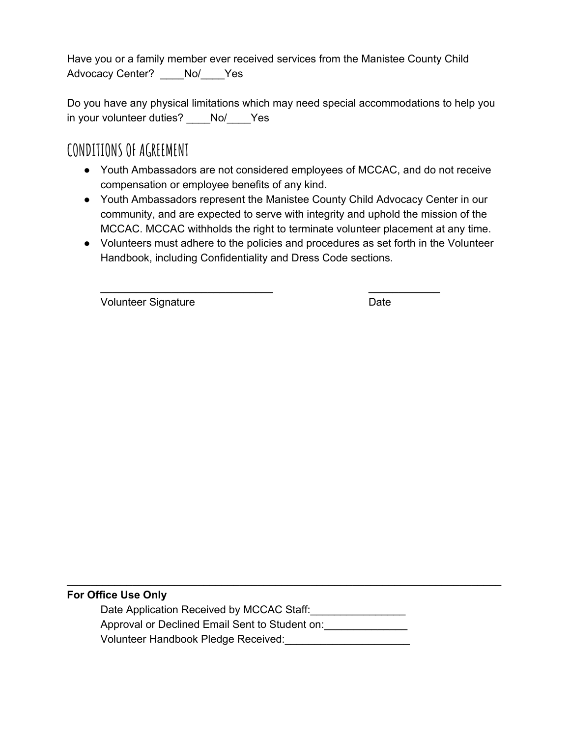Have you or a family member ever received services from the Manistee County Child Advocacy Center? ____No/____Yes

Do you have any physical limitations which may need special accommodations to help you in your volunteer duties? ____No/____Yes

## CONDITIONS OF AGREEMENT

- Youth Ambassadors are not considered employees of MCCAC, and do not receive compensation or employee benefits of any kind.
- Youth Ambassadors represent the Manistee County Child Advocacy Center in our community, and are expected to serve with integrity and uphold the mission of the MCCAC. MCCAC withholds the right to terminate volunteer placement at any time.
- Volunteers must adhere to the policies and procedures as set forth in the Volunteer Handbook, including Confidentiality and Dress Code sections.

______________________________ ____________
Volunteer Signature Date

---

**For Office Use Only**

Date Application Received by MCCAC Staff:________________

Approval or Declined Email Sent to Student on:______________

Volunteer Handbook Pledge Received:_____________________